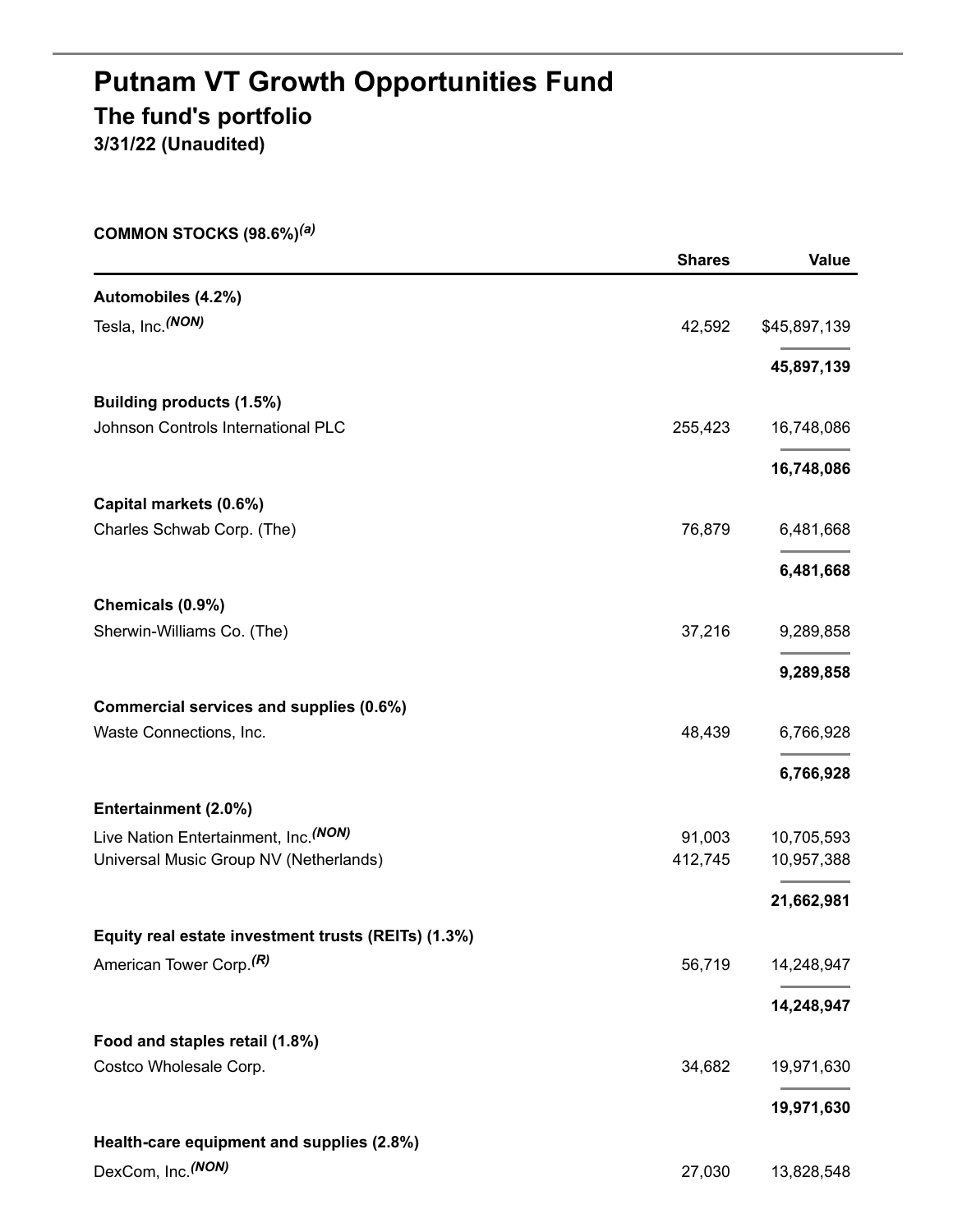# Putnam VT Growth Opportunities Fund

## The fund's portfolio

**3/31/22 (Unaudited)**

| COMMON STOCKS (98.6%)[(a)] | Shares | Value |
|---|---|---|
| **Automobiles (4.2%)** | | |
| Tesla, Inc.[(NON)] | 42,592 | $45,897,139 |
| | | **45,897,139** |
| **Building products (1.5%)** | | |
| Johnson Controls International PLC | 255,423 | 16,748,086 |
| | | **16,748,086** |
| **Capital markets (0.6%)** | | |
| Charles Schwab Corp. (The) | 76,879 | 6,481,668 |
| | | **6,481,668** |
| **Chemicals (0.9%)** | | |
| Sherwin-Williams Co. (The) | 37,216 | 9,289,858 |
| | | **9,289,858** |
| **Commercial services and supplies (0.6%)** | | |
| Waste Connections, Inc. | 48,439 | 6,766,928 |
| | | **6,766,928** |
| **Entertainment (2.0%)** | | |
| Live Nation Entertainment, Inc.[(NON)] | 91,003 | 10,705,593 |
| Universal Music Group NV (Netherlands) | 412,745 | 10,957,388 |
| | | **21,662,981** |
| **Equity real estate investment trusts (REITs) (1.3%)** | | |
| American Tower Corp.[(R)] | 56,719 | 14,248,947 |
| | | **14,248,947** |
| **Food and staples retail (1.8%)** | | |
| Costco Wholesale Corp. | 34,682 | 19,971,630 |
| | | **19,971,630** |
| **Health-care equipment and supplies (2.8%)** | | |
| DexCom, Inc.[(NON)] | 27,030 | 13,828,548 |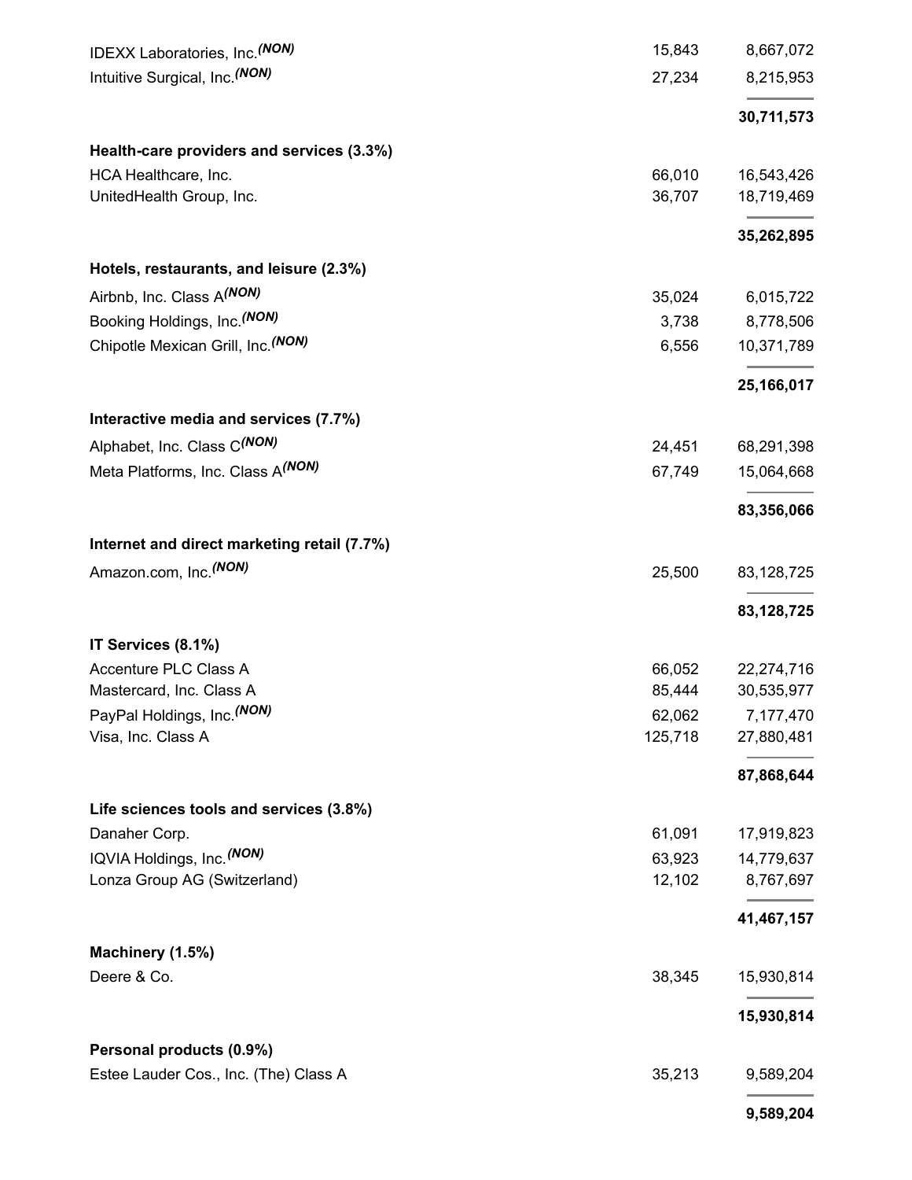| | | |
|---|---|---|
| IDEXX Laboratories, Inc.*(NON)* | 15,843 | 8,667,072 |
| Intuitive Surgical, Inc.*(NON)* | 27,234 | 8,215,953 |
| | | **30,711,573** |
| **Health-care providers and services (3.3%)** | | |
| HCA Healthcare, Inc. | 66,010 | 16,543,426 |
| UnitedHealth Group, Inc. | 36,707 | 18,719,469 |
| | | **35,262,895** |
| **Hotels, restaurants, and leisure (2.3%)** | | |
| Airbnb, Inc. Class A*(NON)* | 35,024 | 6,015,722 |
| Booking Holdings, Inc.*(NON)* | 3,738 | 8,778,506 |
| Chipotle Mexican Grill, Inc.*(NON)* | 6,556 | 10,371,789 |
| | | **25,166,017** |
| **Interactive media and services (7.7%)** | | |
| Alphabet, Inc. Class C*(NON)* | 24,451 | 68,291,398 |
| Meta Platforms, Inc. Class A*(NON)* | 67,749 | 15,064,668 |
| | | **83,356,066** |
| **Internet and direct marketing retail (7.7%)** | | |
| Amazon.com, Inc.*(NON)* | 25,500 | 83,128,725 |
| | | **83,128,725** |
| **IT Services (8.1%)** | | |
| Accenture PLC Class A | 66,052 | 22,274,716 |
| Mastercard, Inc. Class A | 85,444 | 30,535,977 |
| PayPal Holdings, Inc.*(NON)* | 62,062 | 7,177,470 |
| Visa, Inc. Class A | 125,718 | 27,880,481 |
| | | **87,868,644** |
| **Life sciences tools and services (3.8%)** | | |
| Danaher Corp. | 61,091 | 17,919,823 |
| IQVIA Holdings, Inc.*(NON)* | 63,923 | 14,779,637 |
| Lonza Group AG (Switzerland) | 12,102 | 8,767,697 |
| | | **41,467,157** |
| **Machinery (1.5%)** | | |
| Deere & Co. | 38,345 | 15,930,814 |
| | | **15,930,814** |
| **Personal products (0.9%)** | | |
| Estee Lauder Cos., Inc. (The) Class A | 35,213 | 9,589,204 |
| | | **9,589,204** |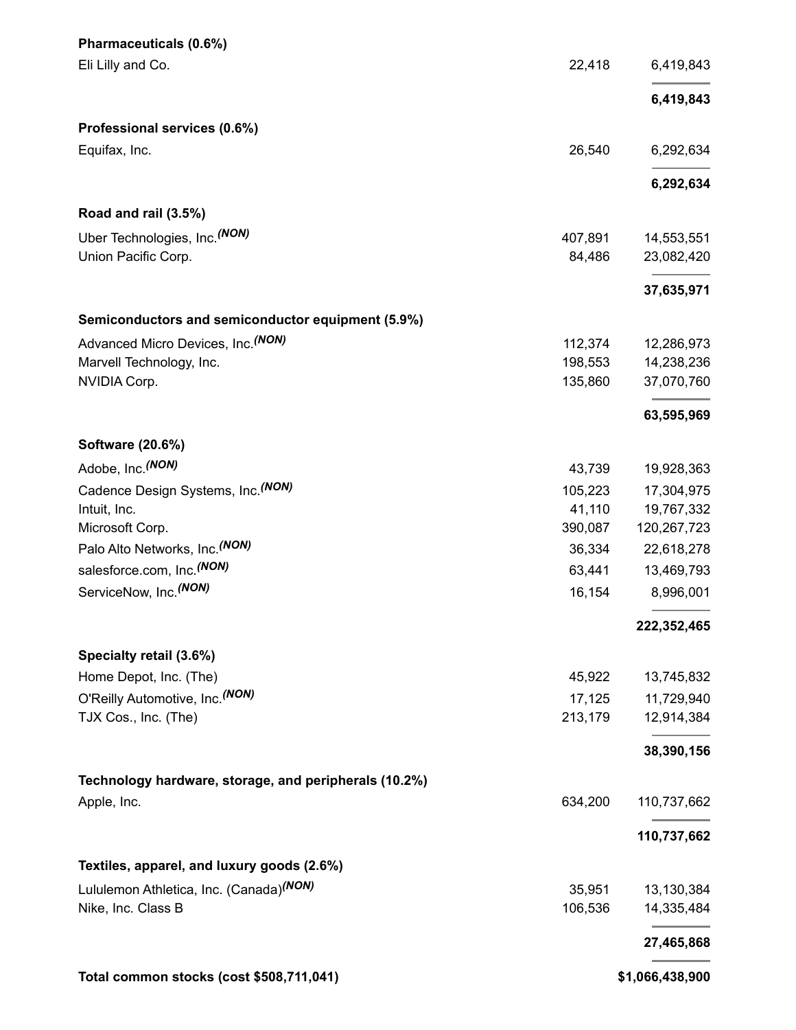| | | |
|---|---|---|
| **Pharmaceuticals (0.6%)** | | |
| Eli Lilly and Co. | 22,418 | 6,419,843 |
| | | **6,419,843** |
| **Professional services (0.6%)** | | |
| Equifax, Inc. | 26,540 | 6,292,634 |
| | | **6,292,634** |
| **Road and rail (3.5%)** | | |
| Uber Technologies, Inc.*(NON)* | 407,891 | 14,553,551 |
| Union Pacific Corp. | 84,486 | 23,082,420 |
| | | **37,635,971** |
| **Semiconductors and semiconductor equipment (5.9%)** | | |
| Advanced Micro Devices, Inc.*(NON)* | 112,374 | 12,286,973 |
| Marvell Technology, Inc. | 198,553 | 14,238,236 |
| NVIDIA Corp. | 135,860 | 37,070,760 |
| | | **63,595,969** |
| **Software (20.6%)** | | |
| Adobe, Inc.*(NON)* | 43,739 | 19,928,363 |
| Cadence Design Systems, Inc.*(NON)* | 105,223 | 17,304,975 |
| Intuit, Inc. | 41,110 | 19,767,332 |
| Microsoft Corp. | 390,087 | 120,267,723 |
| Palo Alto Networks, Inc.*(NON)* | 36,334 | 22,618,278 |
| salesforce.com, Inc.*(NON)* | 63,441 | 13,469,793 |
| ServiceNow, Inc.*(NON)* | 16,154 | 8,996,001 |
| | | **222,352,465** |
| **Specialty retail (3.6%)** | | |
| Home Depot, Inc. (The) | 45,922 | 13,745,832 |
| O'Reilly Automotive, Inc.*(NON)* | 17,125 | 11,729,940 |
| TJX Cos., Inc. (The) | 213,179 | 12,914,384 |
| | | **38,390,156** |
| **Technology hardware, storage, and peripherals (10.2%)** | | |
| Apple, Inc. | 634,200 | 110,737,662 |
| | | **110,737,662** |
| **Textiles, apparel, and luxury goods (2.6%)** | | |
| Lululemon Athletica, Inc. (Canada)*(NON)* | 35,951 | 13,130,384 |
| Nike, Inc. Class B | 106,536 | 14,335,484 |
| | | **27,465,868** |
| **Total common stocks (cost $508,711,041)** | | **$1,066,438,900** |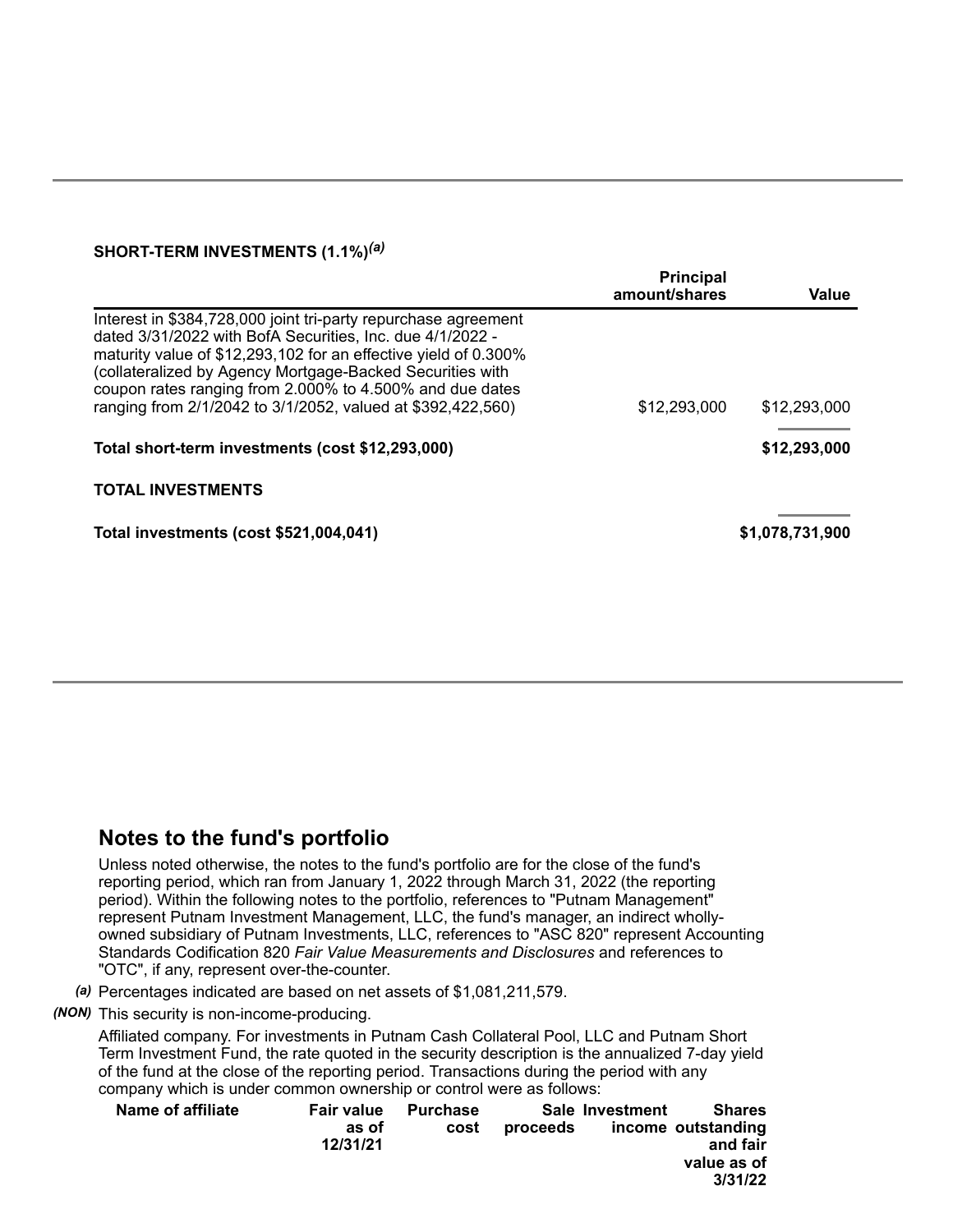**SHORT-TERM INVESTMENTS (1.1%)[(a)]**

| | Principal amount/shares | Value |
|---|---|---|
| Interest in $384,728,000 joint tri-party repurchase agreement dated 3/31/2022 with BofA Securities, Inc. due 4/1/2022 - maturity value of $12,293,102 for an effective yield of 0.300% (collateralized by Agency Mortgage-Backed Securities with coupon rates ranging from 2.000% to 4.500% and due dates ranging from 2/1/2042 to 3/1/2052, valued at $392,422,560) | $12,293,000 | $12,293,000 |
| **Total short-term investments (cost $12,293,000)** | | **$12,293,000** |

**TOTAL INVESTMENTS**

| | |
|---|---|
| **Total investments (cost $521,004,041)** | **$1,078,731,900** |

## Notes to the fund's portfolio

Unless noted otherwise, the notes to the fund's portfolio are for the close of the fund's reporting period, which ran from January 1, 2022 through March 31, 2022 (the reporting period). Within the following notes to the portfolio, references to "Putnam Management" represent Putnam Investment Management, LLC, the fund's manager, an indirect wholly-owned subsidiary of Putnam Investments, LLC, references to "ASC 820" represent Accounting Standards Codification 820 *Fair Value Measurements and Disclosures* and references to "OTC", if any, represent over-the-counter.

*(a)* Percentages indicated are based on net assets of $1,081,211,579.

*(NON)* This security is non-income-producing.

Affiliated company. For investments in Putnam Cash Collateral Pool, LLC and Putnam Short Term Investment Fund, the rate quoted in the security description is the annualized 7-day yield of the fund at the close of the reporting period. Transactions during the period with any company which is under common ownership or control were as follows:

| Name of affiliate | Fair value as of 12/31/21 | Purchase cost | Sale proceeds | Investment income | Shares outstanding and fair value as of 3/31/22 |
|---|---|---|---|---|---|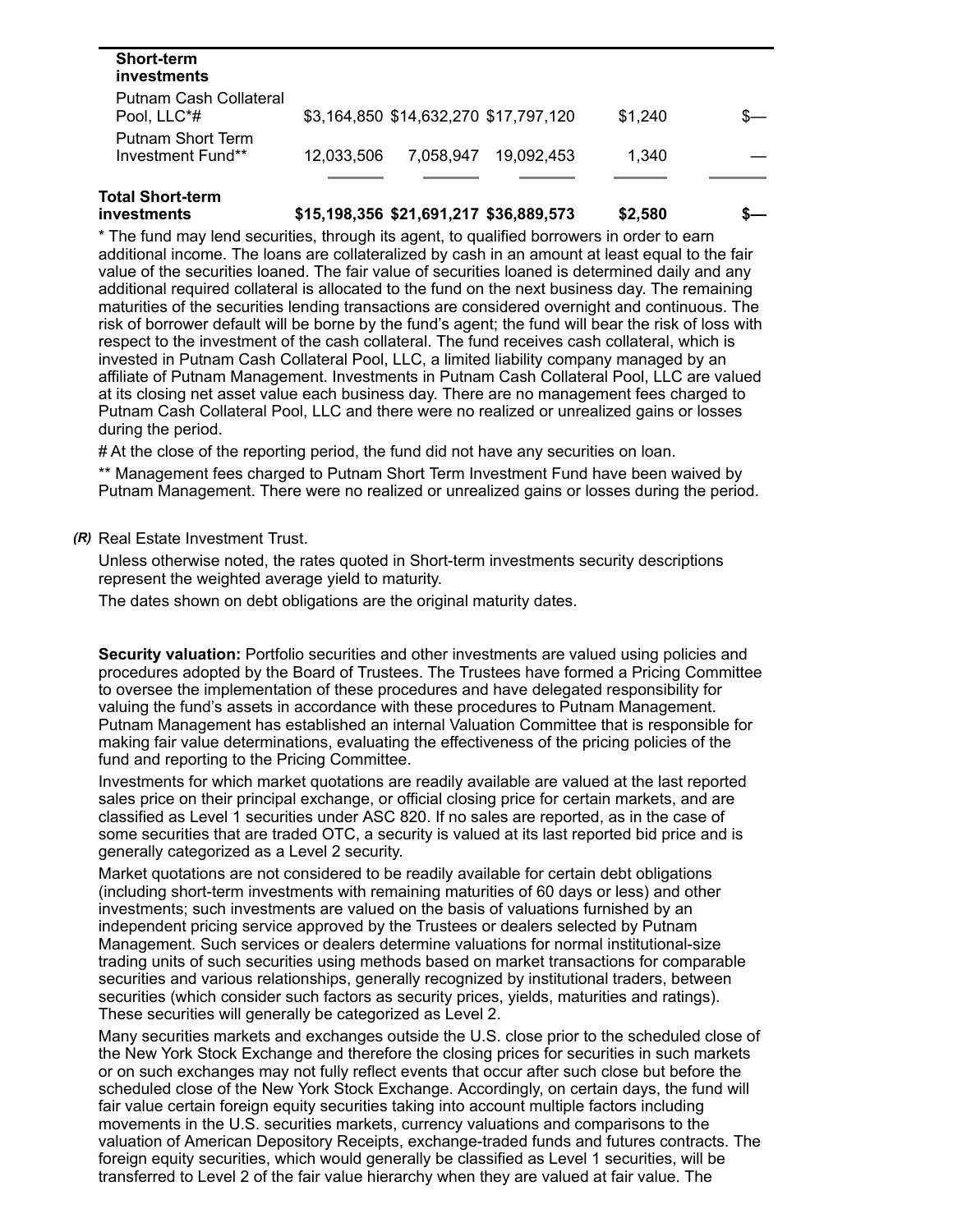| | | | | | |
|---|---|---|---|---|---|
| **Short-term investments** | | | | | |
| Putnam Cash Collateral Pool, LLC*# | $3,164,850 | $14,632,270 | $17,797,120 | $1,240 | $— |
| Putnam Short Term Investment Fund** | 12,033,506 | 7,058,947 | 19,092,453 | 1,340 | — |
| **Total Short-term investments** | **$15,198,356** | **$21,691,217** | **$36,889,573** | **$2,580** | **$—** |

* The fund may lend securities, through its agent, to qualified borrowers in order to earn additional income. The loans are collateralized by cash in an amount at least equal to the fair value of the securities loaned. The fair value of securities loaned is determined daily and any additional required collateral is allocated to the fund on the next business day. The remaining maturities of the securities lending transactions are considered overnight and continuous. The risk of borrower default will be borne by the fund's agent; the fund will bear the risk of loss with respect to the investment of the cash collateral. The fund receives cash collateral, which is invested in Putnam Cash Collateral Pool, LLC, a limited liability company managed by an affiliate of Putnam Management. Investments in Putnam Cash Collateral Pool, LLC are valued at its closing net asset value each business day. There are no management fees charged to Putnam Cash Collateral Pool, LLC and there were no realized or unrealized gains or losses during the period.

# At the close of the reporting period, the fund did not have any securities on loan.

** Management fees charged to Putnam Short Term Investment Fund have been waived by Putnam Management. There were no realized or unrealized gains or losses during the period.

*(R)* Real Estate Investment Trust.

Unless otherwise noted, the rates quoted in Short-term investments security descriptions represent the weighted average yield to maturity.

The dates shown on debt obligations are the original maturity dates.

**Security valuation:** Portfolio securities and other investments are valued using policies and procedures adopted by the Board of Trustees. The Trustees have formed a Pricing Committee to oversee the implementation of these procedures and have delegated responsibility for valuing the fund's assets in accordance with these procedures to Putnam Management. Putnam Management has established an internal Valuation Committee that is responsible for making fair value determinations, evaluating the effectiveness of the pricing policies of the fund and reporting to the Pricing Committee.

Investments for which market quotations are readily available are valued at the last reported sales price on their principal exchange, or official closing price for certain markets, and are classified as Level 1 securities under ASC 820. If no sales are reported, as in the case of some securities that are traded OTC, a security is valued at its last reported bid price and is generally categorized as a Level 2 security.

Market quotations are not considered to be readily available for certain debt obligations (including short-term investments with remaining maturities of 60 days or less) and other investments; such investments are valued on the basis of valuations furnished by an independent pricing service approved by the Trustees or dealers selected by Putnam Management. Such services or dealers determine valuations for normal institutional-size trading units of such securities using methods based on market transactions for comparable securities and various relationships, generally recognized by institutional traders, between securities (which consider such factors as security prices, yields, maturities and ratings). These securities will generally be categorized as Level 2.

Many securities markets and exchanges outside the U.S. close prior to the scheduled close of the New York Stock Exchange and therefore the closing prices for securities in such markets or on such exchanges may not fully reflect events that occur after such close but before the scheduled close of the New York Stock Exchange. Accordingly, on certain days, the fund will fair value certain foreign equity securities taking into account multiple factors including movements in the U.S. securities markets, currency valuations and comparisons to the valuation of American Depository Receipts, exchange-traded funds and futures contracts. The foreign equity securities, which would generally be classified as Level 1 securities, will be transferred to Level 2 of the fair value hierarchy when they are valued at fair value. The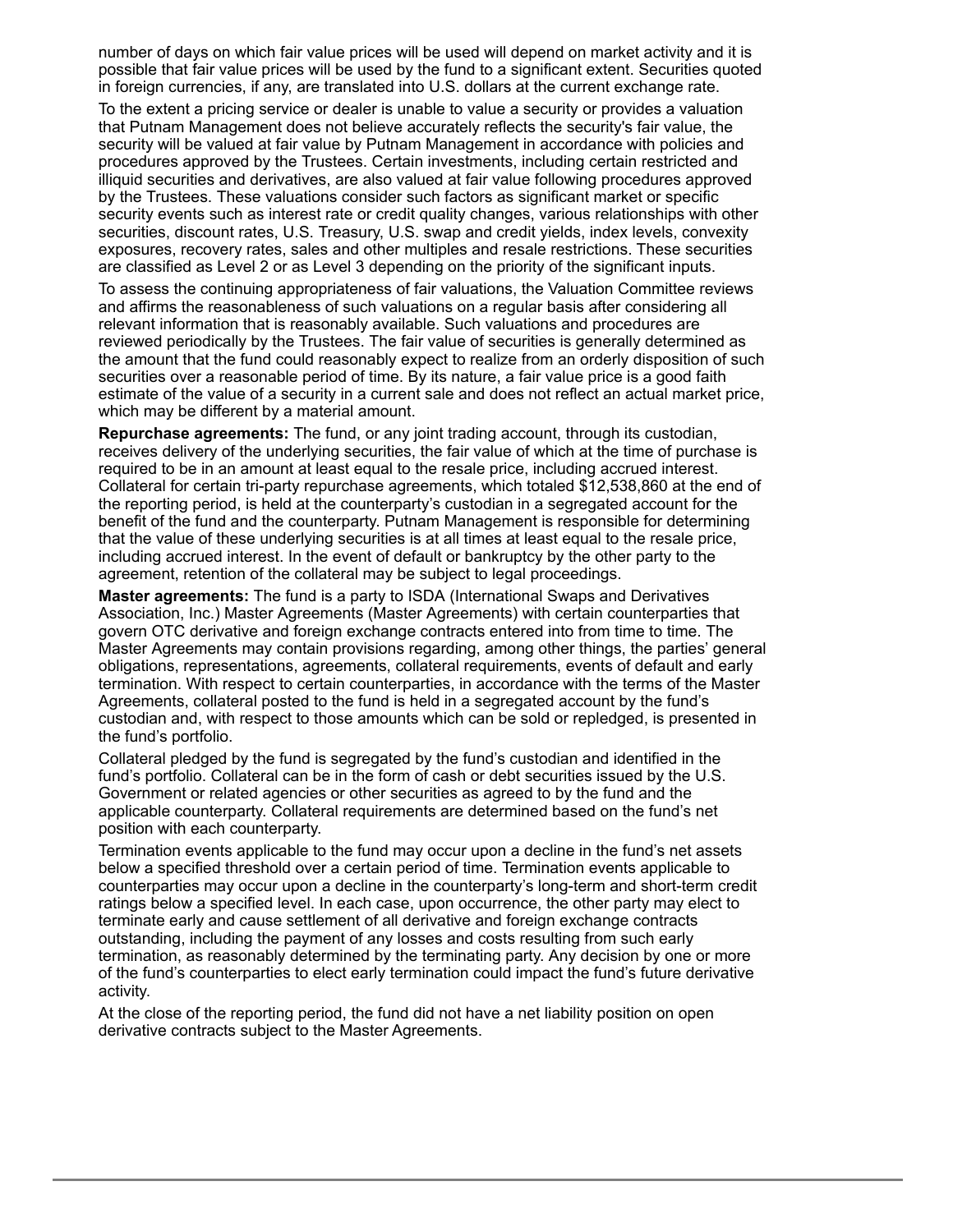number of days on which fair value prices will be used will depend on market activity and it is possible that fair value prices will be used by the fund to a significant extent. Securities quoted in foreign currencies, if any, are translated into U.S. dollars at the current exchange rate.

To the extent a pricing service or dealer is unable to value a security or provides a valuation that Putnam Management does not believe accurately reflects the security's fair value, the security will be valued at fair value by Putnam Management in accordance with policies and procedures approved by the Trustees. Certain investments, including certain restricted and illiquid securities and derivatives, are also valued at fair value following procedures approved by the Trustees. These valuations consider such factors as significant market or specific security events such as interest rate or credit quality changes, various relationships with other securities, discount rates, U.S. Treasury, U.S. swap and credit yields, index levels, convexity exposures, recovery rates, sales and other multiples and resale restrictions. These securities are classified as Level 2 or as Level 3 depending on the priority of the significant inputs.

To assess the continuing appropriateness of fair valuations, the Valuation Committee reviews and affirms the reasonableness of such valuations on a regular basis after considering all relevant information that is reasonably available. Such valuations and procedures are reviewed periodically by the Trustees. The fair value of securities is generally determined as the amount that the fund could reasonably expect to realize from an orderly disposition of such securities over a reasonable period of time. By its nature, a fair value price is a good faith estimate of the value of a security in a current sale and does not reflect an actual market price, which may be different by a material amount.

**Repurchase agreements:** The fund, or any joint trading account, through its custodian, receives delivery of the underlying securities, the fair value of which at the time of purchase is required to be in an amount at least equal to the resale price, including accrued interest. Collateral for certain tri-party repurchase agreements, which totaled $12,538,860 at the end of the reporting period, is held at the counterparty's custodian in a segregated account for the benefit of the fund and the counterparty. Putnam Management is responsible for determining that the value of these underlying securities is at all times at least equal to the resale price, including accrued interest. In the event of default or bankruptcy by the other party to the agreement, retention of the collateral may be subject to legal proceedings.

**Master agreements:** The fund is a party to ISDA (International Swaps and Derivatives Association, Inc.) Master Agreements (Master Agreements) with certain counterparties that govern OTC derivative and foreign exchange contracts entered into from time to time. The Master Agreements may contain provisions regarding, among other things, the parties' general obligations, representations, agreements, collateral requirements, events of default and early termination. With respect to certain counterparties, in accordance with the terms of the Master Agreements, collateral posted to the fund is held in a segregated account by the fund's custodian and, with respect to those amounts which can be sold or repledged, is presented in the fund's portfolio.

Collateral pledged by the fund is segregated by the fund's custodian and identified in the fund's portfolio. Collateral can be in the form of cash or debt securities issued by the U.S. Government or related agencies or other securities as agreed to by the fund and the applicable counterparty. Collateral requirements are determined based on the fund's net position with each counterparty.

Termination events applicable to the fund may occur upon a decline in the fund's net assets below a specified threshold over a certain period of time. Termination events applicable to counterparties may occur upon a decline in the counterparty's long-term and short-term credit ratings below a specified level. In each case, upon occurrence, the other party may elect to terminate early and cause settlement of all derivative and foreign exchange contracts outstanding, including the payment of any losses and costs resulting from such early termination, as reasonably determined by the terminating party. Any decision by one or more of the fund's counterparties to elect early termination could impact the fund's future derivative activity.

At the close of the reporting period, the fund did not have a net liability position on open derivative contracts subject to the Master Agreements.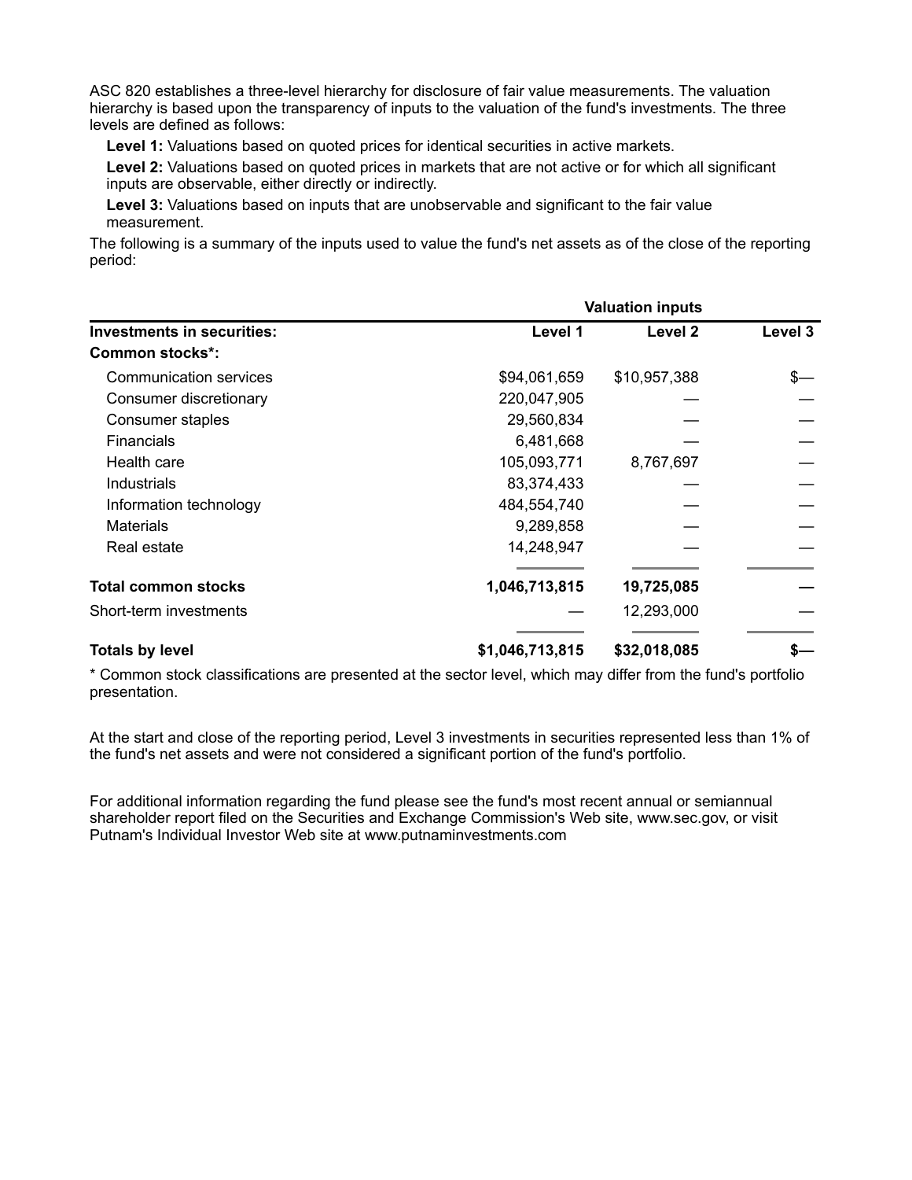ASC 820 establishes a three-level hierarchy for disclosure of fair value measurements. The valuation hierarchy is based upon the transparency of inputs to the valuation of the fund's investments. The three levels are defined as follows:

**Level 1:** Valuations based on quoted prices for identical securities in active markets.

**Level 2:** Valuations based on quoted prices in markets that are not active or for which all significant inputs are observable, either directly or indirectly.

**Level 3:** Valuations based on inputs that are unobservable and significant to the fair value measurement.

The following is a summary of the inputs used to value the fund's net assets as of the close of the reporting period:

| | Valuation inputs | | |
|---|---|---|---|
| **Investments in securities:** | **Level 1** | **Level 2** | **Level 3** |
| **Common stocks*:** | | | |
| Communication services | $94,061,659 | $10,957,388 | $— |
| Consumer discretionary | 220,047,905 | — | — |
| Consumer staples | 29,560,834 | — | — |
| Financials | 6,481,668 | — | — |
| Health care | 105,093,771 | 8,767,697 | — |
| Industrials | 83,374,433 | — | — |
| Information technology | 484,554,740 | — | — |
| Materials | 9,289,858 | — | — |
| Real estate | 14,248,947 | — | — |
| **Total common stocks** | **1,046,713,815** | **19,725,085** | **—** |
| Short-term investments | — | 12,293,000 | — |
| **Totals by level** | **$1,046,713,815** | **$32,018,085** | **$—** |

* Common stock classifications are presented at the sector level, which may differ from the fund's portfolio presentation.

At the start and close of the reporting period, Level 3 investments in securities represented less than 1% of the fund's net assets and were not considered a significant portion of the fund's portfolio.

For additional information regarding the fund please see the fund's most recent annual or semiannual shareholder report filed on the Securities and Exchange Commission's Web site, www.sec.gov, or visit Putnam's Individual Investor Web site at www.putnaminvestments.com